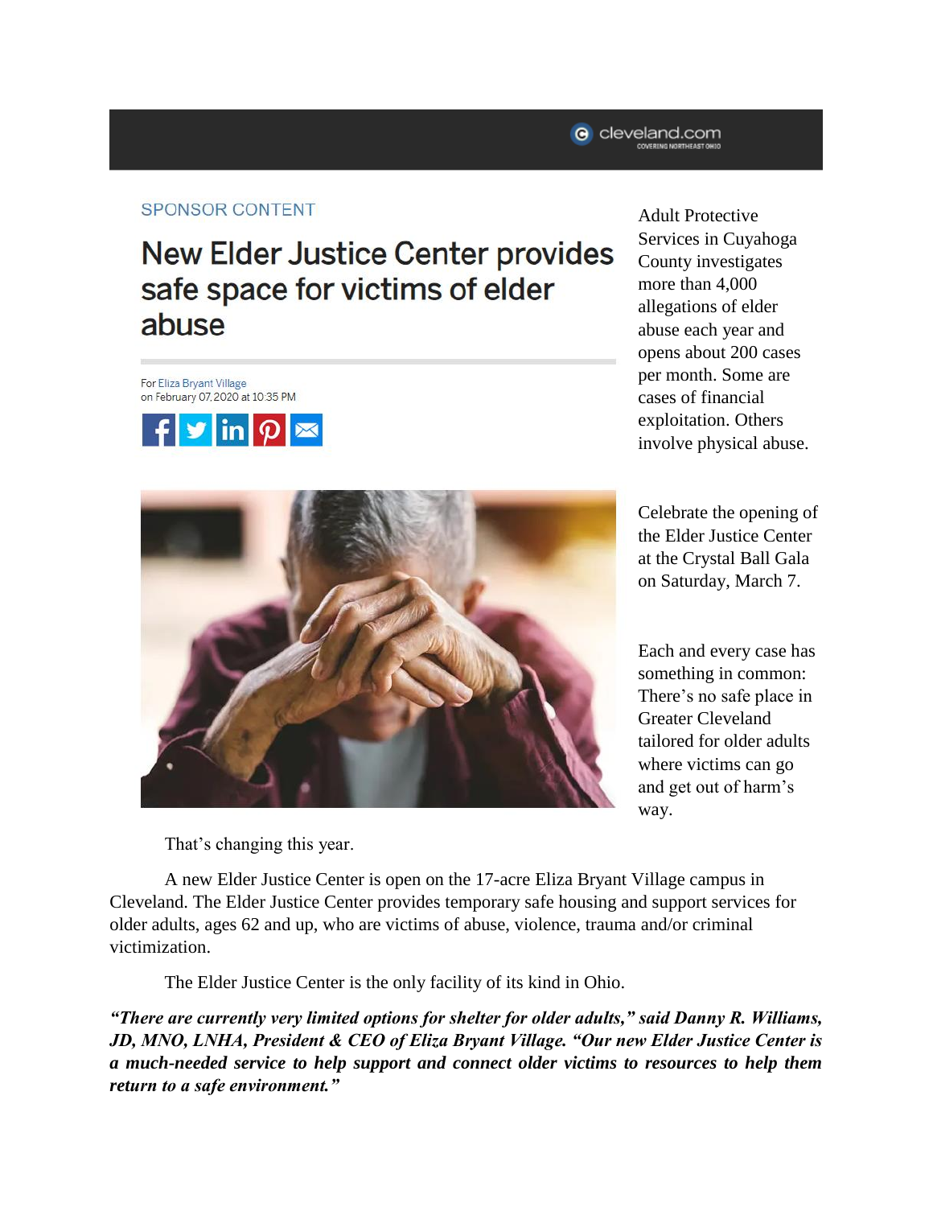SPONSOR CONTENT

# New Elder Justice Center provides safe space for victims of elder abuse

For Eliza Bryant Village
on February 07, 2020 at 10:35 PM

Adult Protective Services in Cuyahoga County investigates more than 4,000 allegations of elder abuse each year and opens about 200 cases per month. Some are cases of financial exploitation. Others involve physical abuse.

Celebrate the opening of the Elder Justice Center at the Crystal Ball Gala on Saturday, March 7.

Each and every case has something in common: There's no safe place in Greater Cleveland tailored for older adults where victims can go and get out of harm's way.

That's changing this year.

A new Elder Justice Center is open on the 17-acre Eliza Bryant Village campus in Cleveland. The Elder Justice Center provides temporary safe housing and support services for older adults, ages 62 and up, who are victims of abuse, violence, trauma and/or criminal victimization.

The Elder Justice Center is the only facility of its kind in Ohio.

***"There are currently very limited options for shelter for older adults," said Danny R. Williams, JD, MNO, LNHA, President & CEO of Eliza Bryant Village. "Our new Elder Justice Center is a much-needed service to help support and connect older victims to resources to help them return to a safe environment."***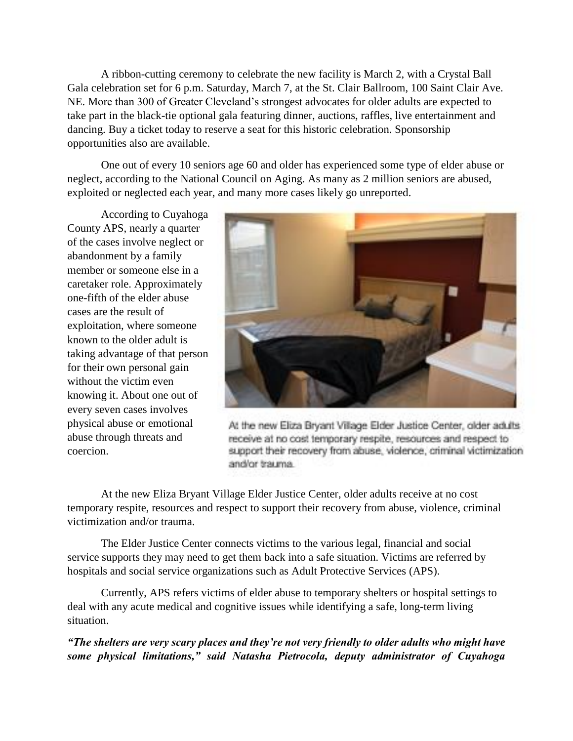A ribbon-cutting ceremony to celebrate the new facility is March 2, with a Crystal Ball Gala celebration set for 6 p.m. Saturday, March 7, at the St. Clair Ballroom, 100 Saint Clair Ave. NE. More than 300 of Greater Cleveland's strongest advocates for older adults are expected to take part in the black-tie optional gala featuring dinner, auctions, raffles, live entertainment and dancing. Buy a ticket today to reserve a seat for this historic celebration. Sponsorship opportunities also are available.

One out of every 10 seniors age 60 and older has experienced some type of elder abuse or neglect, according to the National Council on Aging. As many as 2 million seniors are abused, exploited or neglected each year, and many more cases likely go unreported.

According to Cuyahoga County APS, nearly a quarter of the cases involve neglect or abandonment by a family member or someone else in a caretaker role. Approximately one-fifth of the elder abuse cases are the result of exploitation, where someone known to the older adult is taking advantage of that person for their own personal gain without the victim even knowing it. About one out of every seven cases involves physical abuse or emotional abuse through threats and coercion.

At the new Eliza Bryant Village Elder Justice Center, older adults receive at no cost temporary respite, resources and respect to support their recovery from abuse, violence, criminal victimization and/or trauma.

At the new Eliza Bryant Village Elder Justice Center, older adults receive at no cost temporary respite, resources and respect to support their recovery from abuse, violence, criminal victimization and/or trauma.

The Elder Justice Center connects victims to the various legal, financial and social service supports they may need to get them back into a safe situation. Victims are referred by hospitals and social service organizations such as Adult Protective Services (APS).

Currently, APS refers victims of elder abuse to temporary shelters or hospital settings to deal with any acute medical and cognitive issues while identifying a safe, long-term living situation.

***"The shelters are very scary places and they're not very friendly to older adults who might have some physical limitations," said Natasha Pietrocola, deputy administrator of Cuyahoga***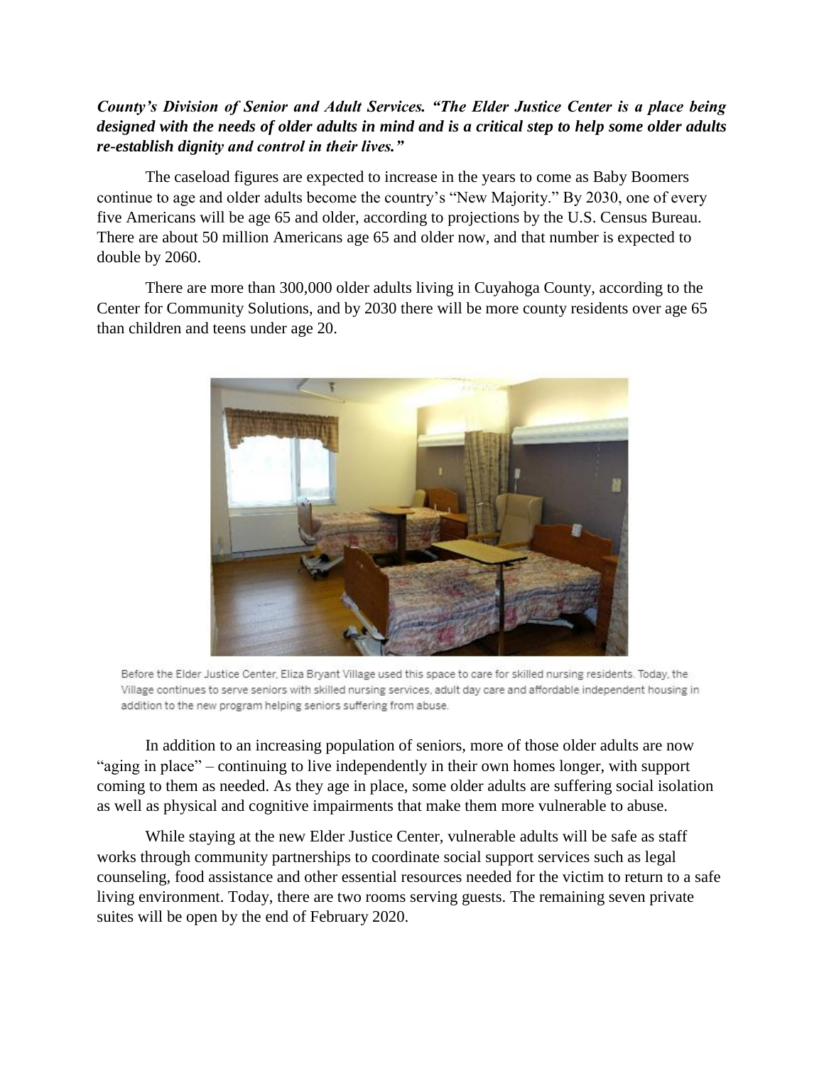***County's Division of Senior and Adult Services. "The Elder Justice Center is a place being designed with the needs of older adults in mind and is a critical step to help some older adults re-establish dignity and control in their lives."***

The caseload figures are expected to increase in the years to come as Baby Boomers continue to age and older adults become the country's "New Majority." By 2030, one of every five Americans will be age 65 and older, according to projections by the U.S. Census Bureau. There are about 50 million Americans age 65 and older now, and that number is expected to double by 2060.

There are more than 300,000 older adults living in Cuyahoga County, according to the Center for Community Solutions, and by 2030 there will be more county residents over age 65 than children and teens under age 20.

Before the Elder Justice Center, Eliza Bryant Village used this space to care for skilled nursing residents. Today, the Village continues to serve seniors with skilled nursing services, adult day care and affordable independent housing in addition to the new program helping seniors suffering from abuse.

In addition to an increasing population of seniors, more of those older adults are now "aging in place" – continuing to live independently in their own homes longer, with support coming to them as needed. As they age in place, some older adults are suffering social isolation as well as physical and cognitive impairments that make them more vulnerable to abuse.

While staying at the new Elder Justice Center, vulnerable adults will be safe as staff works through community partnerships to coordinate social support services such as legal counseling, food assistance and other essential resources needed for the victim to return to a safe living environment. Today, there are two rooms serving guests. The remaining seven private suites will be open by the end of February 2020.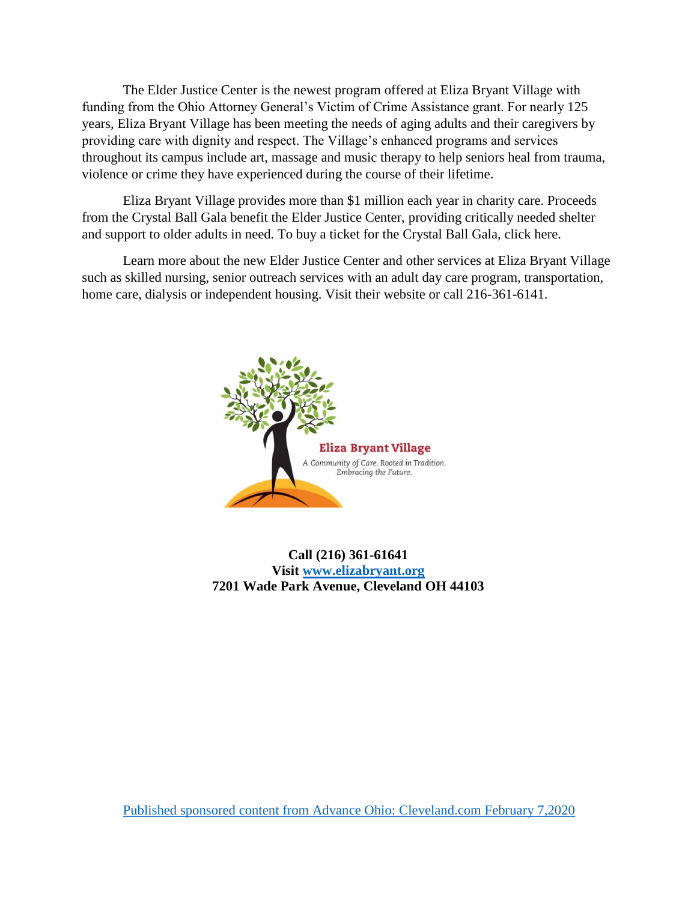The Elder Justice Center is the newest program offered at Eliza Bryant Village with funding from the Ohio Attorney General's Victim of Crime Assistance grant. For nearly 125 years, Eliza Bryant Village has been meeting the needs of aging adults and their caregivers by providing care with dignity and respect. The Village's enhanced programs and services throughout its campus include art, massage and music therapy to help seniors heal from trauma, violence or crime they have experienced during the course of their lifetime.

Eliza Bryant Village provides more than $1 million each year in charity care. Proceeds from the Crystal Ball Gala benefit the Elder Justice Center, providing critically needed shelter and support to older adults in need. To buy a ticket for the Crystal Ball Gala, click here.

Learn more about the new Elder Justice Center and other services at Eliza Bryant Village such as skilled nursing, senior outreach services with an adult day care program, transportation, home care, dialysis or independent housing. Visit their website or call 216-361-6141.

Eliza Bryant Village

*A Community of Care. Rooted in Tradition. Embracing the Future.*

**Call (216) 361-61641**
**Visit [www.elizabryant.org](http://www.elizabryant.org)**
**7201 Wade Park Avenue, Cleveland OH 44103**

Published sponsored content from Advance Ohio: Cleveland.com February 7,2020